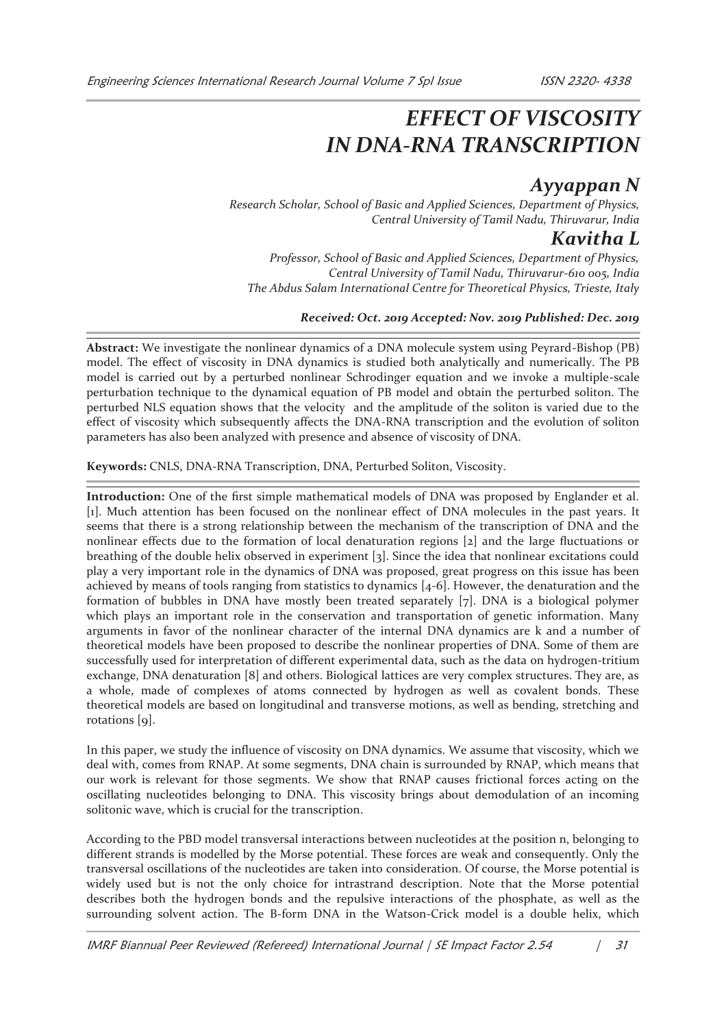# EFFECT OF VISCOSITY IN DNA-RNA TRANSCRIPTION

## *Ayyappan N*

*Research Scholar, School of Basic and Applied Sciences, Department of Physics, Central University of Tamil Nadu, Thiruvarur, India*

## *Kavitha L*

*Professor, School of Basic and Applied Sciences, Department of Physics, Central University of Tamil Nadu, Thiruvarur-610 005, India*
*The Abdus Salam International Centre for Theoretical Physics, Trieste, Italy*

***Received: Oct. 2019 Accepted: Nov. 2019 Published: Dec. 2019***

**Abstract:** We investigate the nonlinear dynamics of a DNA molecule system using Peyrard-Bishop (PB) model. The effect of viscosity in DNA dynamics is studied both analytically and numerically. The PB model is carried out by a perturbed nonlinear Schrodinger equation and we invoke a multiple-scale perturbation technique to the dynamical equation of PB model and obtain the perturbed soliton. The perturbed NLS equation shows that the velocity and the amplitude of the soliton is varied due to the effect of viscosity which subsequently affects the DNA-RNA transcription and the evolution of soliton parameters has also been analyzed with presence and absence of viscosity of DNA.

**Keywords:** CNLS, DNA-RNA Transcription, DNA, Perturbed Soliton, Viscosity.

**Introduction:** One of the first simple mathematical models of DNA was proposed by Englander et al. [1]. Much attention has been focused on the nonlinear effect of DNA molecules in the past years. It seems that there is a strong relationship between the mechanism of the transcription of DNA and the nonlinear effects due to the formation of local denaturation regions [2] and the large fluctuations or breathing of the double helix observed in experiment [3]. Since the idea that nonlinear excitations could play a very important role in the dynamics of DNA was proposed, great progress on this issue has been achieved by means of tools ranging from statistics to dynamics [4-6]. However, the denaturation and the formation of bubbles in DNA have mostly been treated separately [7]. DNA is a biological polymer which plays an important role in the conservation and transportation of genetic information. Many arguments in favor of the nonlinear character of the internal DNA dynamics are k and a number of theoretical models have been proposed to describe the nonlinear properties of DNA. Some of them are successfully used for interpretation of different experimental data, such as the data on hydrogen-tritium exchange, DNA denaturation [8] and others. Biological lattices are very complex structures. They are, as a whole, made of complexes of atoms connected by hydrogen as well as covalent bonds. These theoretical models are based on longitudinal and transverse motions, as well as bending, stretching and rotations [9].

In this paper, we study the influence of viscosity on DNA dynamics. We assume that viscosity, which we deal with, comes from RNAP. At some segments, DNA chain is surrounded by RNAP, which means that our work is relevant for those segments. We show that RNAP causes frictional forces acting on the oscillating nucleotides belonging to DNA. This viscosity brings about demodulation of an incoming solitonic wave, which is crucial for the transcription.

According to the PBD model transversal interactions between nucleotides at the position n, belonging to different strands is modelled by the Morse potential. These forces are weak and consequently. Only the transversal oscillations of the nucleotides are taken into consideration. Of course, the Morse potential is widely used but is not the only choice for intrastrand description. Note that the Morse potential describes both the hydrogen bonds and the repulsive interactions of the phosphate, as well as the surrounding solvent action. The B-form DNA in the Watson-Crick model is a double helix, which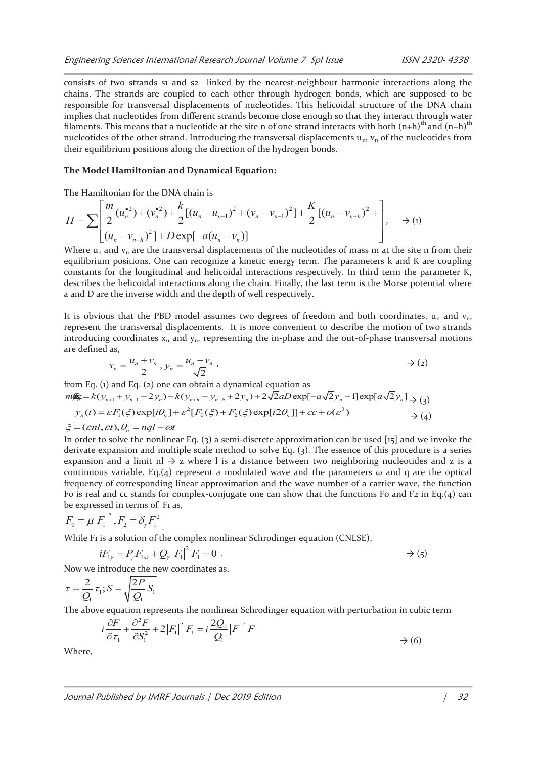consists of two strands s1 and s2 linked by the nearest-neighbour harmonic interactions along the chains. The strands are coupled to each other through hydrogen bonds, which are supposed to be responsible for transversal displacements of nucleotides. This helicoidal structure of the DNA chain implies that nucleotides from different strands become close enough so that they interact through water filaments. This means that a nucleotide at the site n of one strand interacts with both $(n+h)^{th}$ and $(n-h)^{th}$ nucleotides of the other strand. Introducing the transversal displacements $u_n$, $v_n$ of the nucleotides from their equilibrium positions along the direction of the hydrogen bonds.

**The Model Hamiltonian and Dynamical Equation:**

The Hamiltonian for the DNA chain is

$$H = \sum \left[ \begin{array}{l} \frac{m}{2}(\dot{u}_n^2) + (\dot{v}_n^2) + \frac{k}{2}[(u_n - u_{n-1})^2 + (v_n - v_{n-1})^2] + \frac{K}{2}[(u_n - v_{n+h})^2 + \\ (u_n - v_{n-h})^2] + D\exp[-a(u_n - v_n)] \end{array} \right], \quad \rightarrow (1)$$

Where $u_n$ and $v_n$ are the transversal displacements of the nucleotides of mass m at the site n from their equilibrium positions. One can recognize a kinetic energy term. The parameters k and K are coupling constants for the longitudinal and helicoidal interactions respectively. In third term the parameter K, describes the helicoidal interactions along the chain. Finally, the last term is the Morse potential where a and D are the inverse width and the depth of well respectively.

It is obvious that the PBD model assumes two degrees of freedom and both coordinates, $u_n$ and $v_n$, represent the transversal displacements. It is more convenient to describe the motion of two strands introducing coordinates $x_n$ and $y_n$, representing the in-phase and the out-of-phase transversal motions are defined as,

$$x_n = \frac{u_n + v_n}{2}, y_n = \frac{u_n - v_n}{\sqrt{2}}, \quad \rightarrow (2)$$

from Eq. (1) and Eq. (2) one can obtain a dynamical equation as

$$m\ddot{y}_n = k(y_{n+1} + y_{n-1} - 2y_n) - k(y_{n+h} + y_{n-h} + 2y_n) + 2\sqrt{2}aD\exp[-a\sqrt{2}y_n - 1]\exp[a\sqrt{2}y_n] \rightarrow (3)$$

$$y_n(t) = \varepsilon F_1(\xi)\exp[i\theta_n] + \varepsilon^2[F_0(\xi) + F_2(\xi)\exp[i2\theta_n]] + cc + o(\varepsilon^3) \quad \rightarrow (4)$$

$$\xi = (\varepsilon nl, \varepsilon t), \theta_n = nql - \omega t$$

In order to solve the nonlinear Eq. (3) a semi-discrete approximation can be used [15] and we invoke the derivate expansion and multiple scale method to solve Eq. (3). The essence of this procedure is a series expansion and a limit $nl \rightarrow z$ where l is a distance between two neighboring nucleotides and z is a continuous variable. Eq.(4) represent a modulated wave and the parameters ω and q are the optical frequency of corresponding linear approximation and the wave number of a carrier wave, the function Fo is real and cc stands for complex-conjugate one can show that the functions Fo and F2 in Eq.(4) can be expressed in terms of F1 as,

$$F_0 = \mu|F_1|^2, F_2 = \delta_\gamma F_1^2.$$

While F1 is a solution of the complex nonlinear Schrodinger equation (CNLSE),

$$iF_{1\gamma} = P_\gamma F_{1ss} + Q_\gamma |F_1|^2 F_1 = 0 . \quad \rightarrow (5)$$

Now we introduce the new coordinates as,

$$\tau = \frac{2}{Q_1}\tau_1; S = \sqrt{\frac{2P}{Q_1}}S_1$$

The above equation represents the nonlinear Schrodinger equation with perturbation in cubic term

$$i\frac{\partial F}{\partial \tau_1} + \frac{\partial^2 F}{\partial S_1^2} + 2|F_1|^2 F_1 = i\frac{2Q_2}{Q_1}|F|^2 F \quad \rightarrow (6)$$

Where,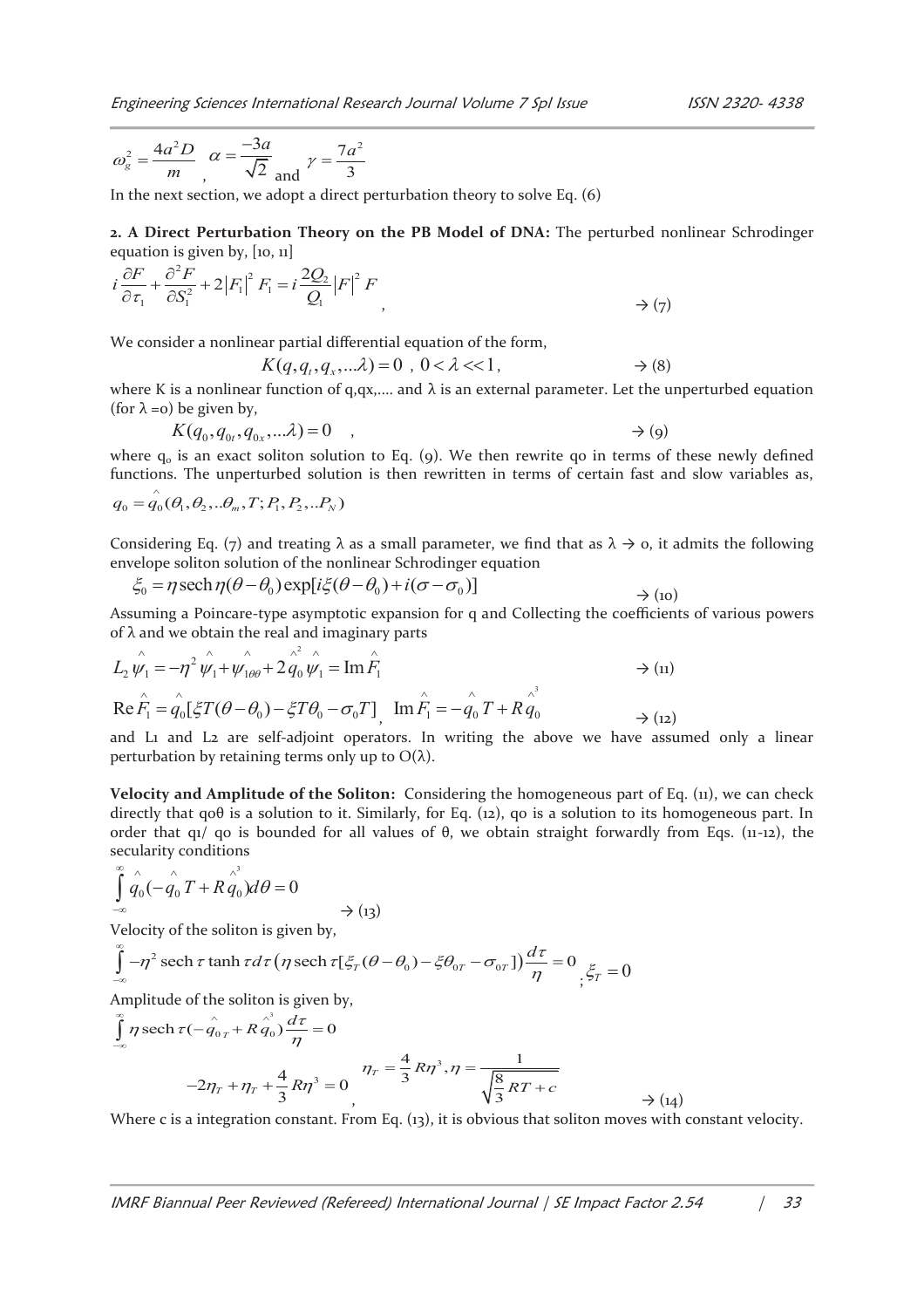$$\omega_g^2 = \frac{4a^2 D}{m}, \quad \alpha = \frac{-3a}{\sqrt{2}} \text{ and } \gamma = \frac{7a^2}{3}$$

In the next section, we adopt a direct perturbation theory to solve Eq. (6)

**2. A Direct Perturbation Theory on the PB Model of DNA:** The perturbed nonlinear Schrodinger equation is given by, [10, 11]

$$i\frac{\partial F}{\partial \tau_1} + \frac{\partial^2 F}{\partial S_1^2} + 2|F_1|^2 F_1 = i\frac{2Q_2}{Q_1}|F|^2 F \quad , \qquad \rightarrow (7)$$

We consider a nonlinear partial differential equation of the form,

$$K(q, q_t, q_x, ...\lambda) = 0 \ , \ 0 < \lambda << 1, \qquad \rightarrow (8)$$

where K is a nonlinear function of q,qx,.... and λ is an external parameter. Let the unperturbed equation (for λ =0) be given by,

$$K(q_0, q_{0t}, q_{0x}, ...\lambda) = 0 \quad , \qquad \rightarrow (9)$$

where $q_0$ is an exact soliton solution to Eq. (9). We then rewrite qo in terms of these newly defined functions. The unperturbed solution is then rewritten in terms of certain fast and slow variables as,

$$q_0 = \hat{q}_0(\theta_1, \theta_2, ..\theta_m, T; P_1, P_2, ..P_N)$$

Considering Eq. (7) and treating λ as a small parameter, we find that as λ → 0, it admits the following envelope soliton solution of the nonlinear Schrodinger equation

$$\xi_0 = \eta \operatorname{sech} \eta(\theta - \theta_0) \exp[i\xi(\theta - \theta_0) + i(\sigma - \sigma_0)] \qquad \rightarrow (10)$$

Assuming a Poincare-type asymptotic expansion for q and Collecting the coefficients of various powers of λ and we obtain the real and imaginary parts

$$L_2 \hat{\psi}_1 = -\eta^2 \hat{\psi}_1 + \hat{\psi}_{1\theta\theta} + 2\hat{q}_0^2 \hat{\psi}_1 = \operatorname{Im} \hat{F}_1 \qquad \rightarrow (11)$$

$$\operatorname{Re} \hat{F}_1 = \hat{q}_0[\xi T(\theta - \theta_0) - \xi T\theta_0 - \sigma_0 T] , \quad \operatorname{Im} \hat{F}_1 = -\hat{q}_0 T + R\hat{q}_0^3 \qquad \rightarrow (12)$$

and L1 and L2 are self-adjoint operators. In writing the above we have assumed only a linear perturbation by retaining terms only up to O(λ).

**Velocity and Amplitude of the Soliton:** Considering the homogeneous part of Eq. (11), we can check directly that qoθ is a solution to it. Similarly, for Eq. (12), qo is a solution to its homogeneous part. In order that q1/ qo is bounded for all values of θ, we obtain straight forwardly from Eqs. (11-12), the secularity conditions

$$\int_{-\infty}^{\infty} \hat{q}_0(-\hat{q}_0 T + R\hat{q}_0^3) d\theta = 0 \qquad \rightarrow (13)$$

Velocity of the soliton is given by,

$$\int_{-\infty}^{\infty} -\eta^2 \operatorname{sech} \tau \tanh \tau d\tau \left(\eta \operatorname{sech} \tau [\xi_T(\theta - \theta_0) - \xi\theta_{0T} - \sigma_{0T}]\right) \frac{d\tau}{\eta} = 0 \ ; \ \xi_T = 0$$

Amplitude of the soliton is given by,

$$\int_{-\infty}^{\infty} \eta \operatorname{sech} \tau (-\hat{q}_{0T} + R\hat{q}_0^3) \frac{d\tau}{\eta} = 0$$

$$-2\eta_T + \eta_T + \frac{4}{3}R\eta^3 = 0 \ , \quad \eta_T = \frac{4}{3}R\eta^3, \eta = \frac{1}{\sqrt{\frac{8}{3}RT + c}} \qquad \rightarrow (14)$$

Where c is a integration constant. From Eq. (13), it is obvious that soliton moves with constant velocity.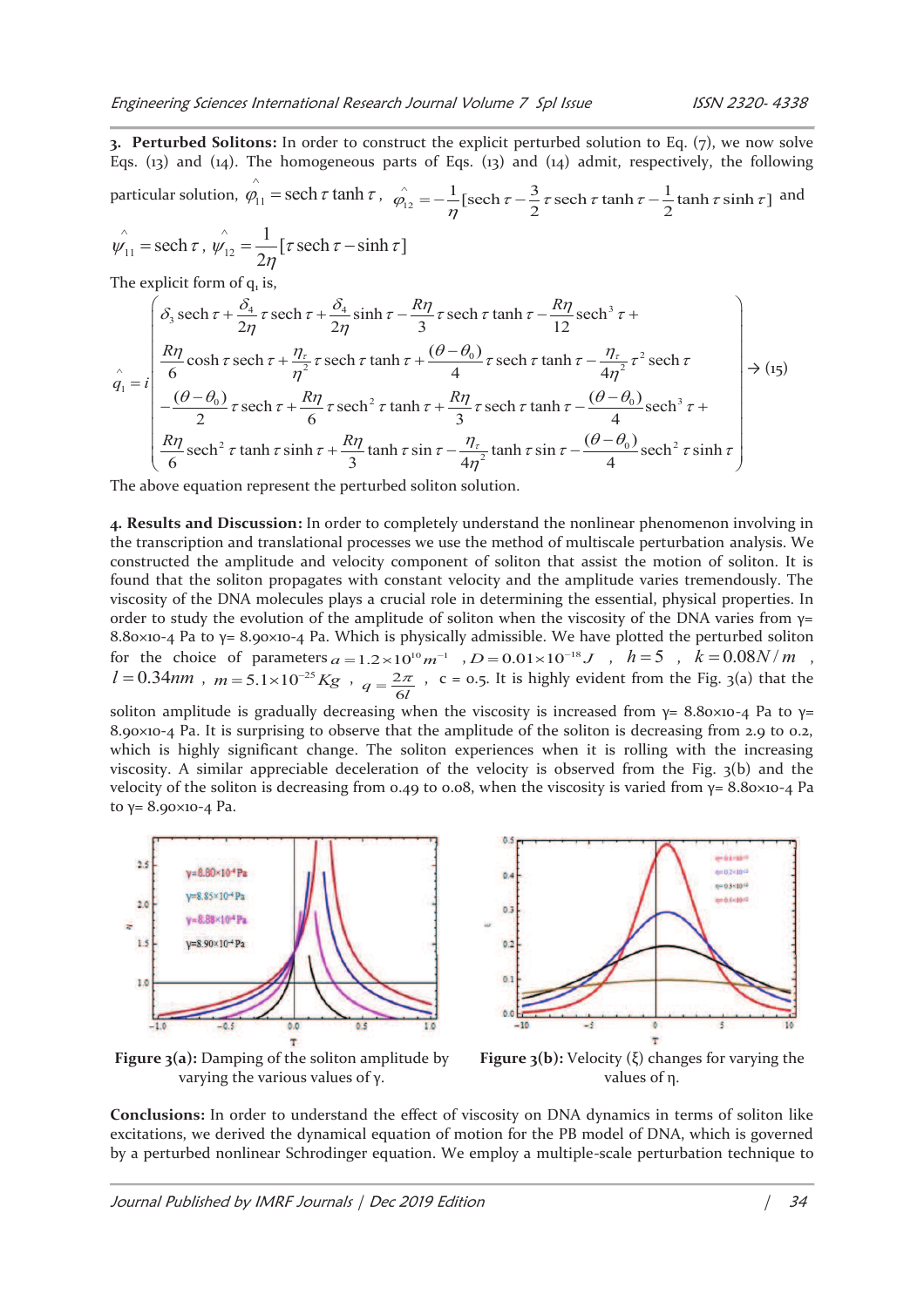**3. Perturbed Solitons:** In order to construct the explicit perturbed solution to Eq. (7), we now solve Eqs. (13) and (14). The homogeneous parts of Eqs. (13) and (14) admit, respectively, the following particular solution, $\hat{\varphi}_{11} = \operatorname{sech}\tau \tanh\tau$, $\hat{\varphi}_{12} = -\frac{1}{\eta}[\operatorname{sech}\tau - \frac{3}{2}\tau \operatorname{sech}\tau \tanh\tau - \frac{1}{2}\tanh\tau \sinh\tau]$ and $\hat{\psi}_{11} = \operatorname{sech}\tau$, $\hat{\psi}_{12} = \frac{1}{2\eta}[\tau \operatorname{sech}\tau - \sinh\tau]$

The explicit form of $q_1$ is,

$$\hat{q}_1 = i\left(\begin{array}{l} \delta_3 \operatorname{sech}\tau + \frac{\delta_4}{2\eta}\tau \operatorname{sech}\tau + \frac{\delta_4}{2\eta}\sinh\tau - \frac{R\eta}{3}\tau \operatorname{sech}\tau \tanh\tau - \frac{R\eta}{12}\operatorname{sech}^3\tau + \\ \frac{R\eta}{6}\cosh\tau \operatorname{sech}\tau + \frac{\eta_\tau}{\eta^2}\tau \operatorname{sech}\tau \tanh\tau + \frac{(\theta-\theta_0)}{4}\tau \operatorname{sech}\tau \tanh\tau - \frac{\eta_\tau}{4\eta^2}\tau^2 \operatorname{sech}\tau \\ -\frac{(\theta-\theta_0)}{2}\tau \operatorname{sech}\tau + \frac{R\eta}{6}\tau \operatorname{sech}^2\tau \tanh\tau + \frac{R\eta}{3}\tau \operatorname{sech}\tau \tanh\tau - \frac{(\theta-\theta_0)}{4}\operatorname{sech}^3\tau + \\ \frac{R\eta}{6}\operatorname{sech}^2\tau \tanh\tau \sinh\tau + \frac{R\eta}{3}\tanh\tau \sin\tau - \frac{\eta_\tau}{4\eta^2}\tanh\tau \sin\tau - \frac{(\theta-\theta_0)}{4}\operatorname{sech}^2\tau \sinh\tau \end{array}\right) \rightarrow (15)$$

The above equation represent the perturbed soliton solution.

**4. Results and Discussion:** In order to completely understand the nonlinear phenomenon involving in the transcription and translational processes we use the method of multiscale perturbation analysis. We constructed the amplitude and velocity component of soliton that assist the motion of soliton. It is found that the soliton propagates with constant velocity and the amplitude varies tremendously. The viscosity of the DNA molecules plays a crucial role in determining the essential, physical properties. In order to study the evolution of the amplitude of soliton when the viscosity of the DNA varies from γ= 8.80x10-4 Pa to γ= 8.90x10-4 Pa. Which is physically admissible. We have plotted the perturbed soliton for the choice of parameters $a = 1.2\times10^{10} m^{-1}$, $D = 0.01\times10^{-18} J$, $h = 5$, $k = 0.08 N/m$, $l = 0.34 nm$, $m = 5.1\times10^{-25} Kg$, $q = \frac{2\pi}{6l}$, c = 0.5. It is highly evident from the Fig. 3(a) that the soliton amplitude is gradually decreasing when the viscosity is increased from γ= 8.80x10-4 Pa to γ= 8.90x10-4 Pa. It is surprising to observe that the amplitude of the soliton is decreasing from 2.9 to 0.2, which is highly significant change. The soliton experiences when it is rolling with the increasing viscosity. A similar appreciable deceleration of the velocity is observed from the Fig. 3(b) and the velocity of the soliton is decreasing from 0.49 to 0.08, when the viscosity is varied from γ= 8.80x10-4 Pa to γ= 8.90x10-4 Pa.

**Figure 3(a):** Damping of the soliton amplitude by varying the various values of γ.

**Figure 3(b):** Velocity (ξ) changes for varying the values of η.

**Conclusions:** In order to understand the effect of viscosity on DNA dynamics in terms of soliton like excitations, we derived the dynamical equation of motion for the PB model of DNA, which is governed by a perturbed nonlinear Schrodinger equation. We employ a multiple-scale perturbation technique to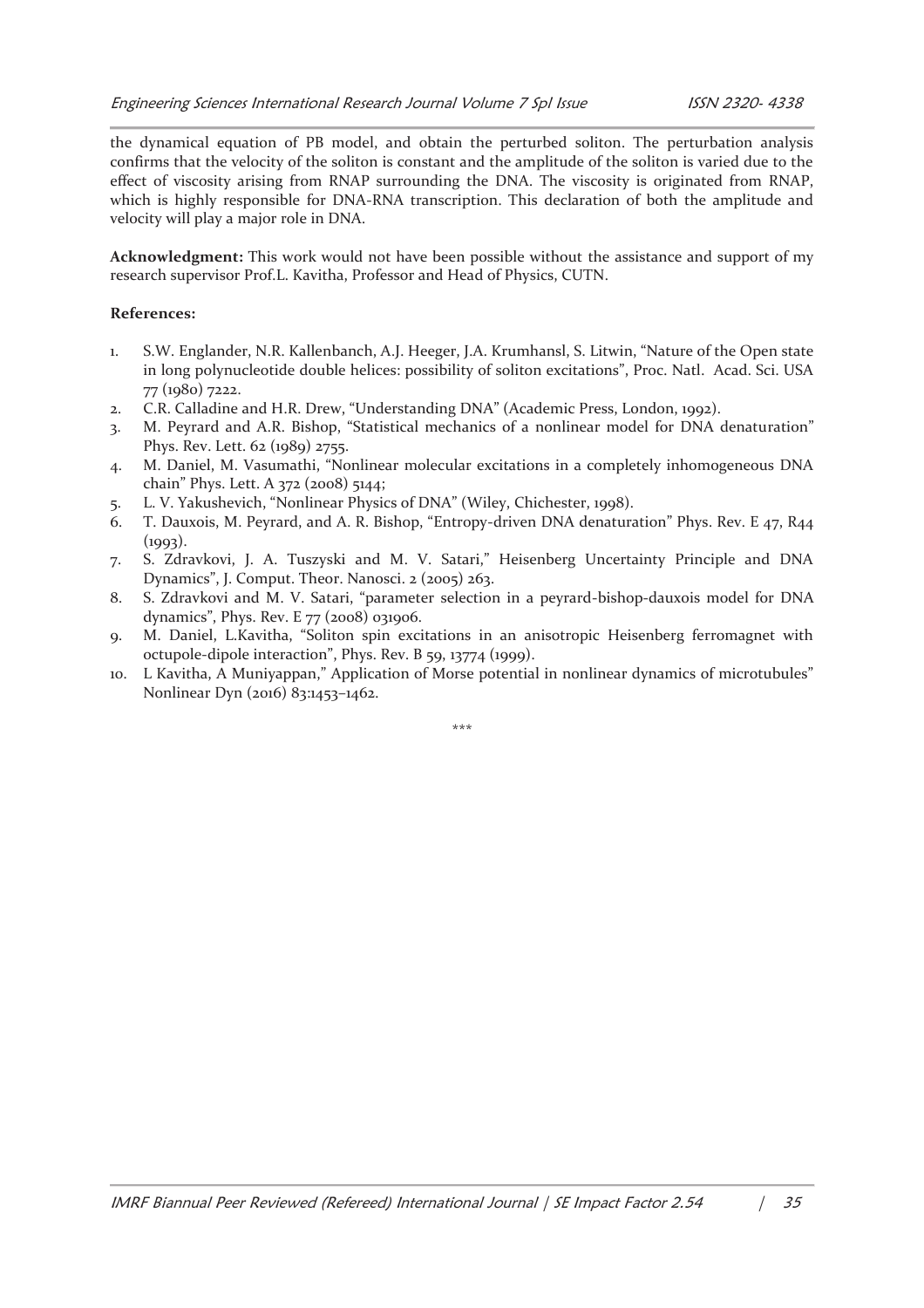the dynamical equation of PB model, and obtain the perturbed soliton. The perturbation analysis confirms that the velocity of the soliton is constant and the amplitude of the soliton is varied due to the effect of viscosity arising from RNAP surrounding the DNA. The viscosity is originated from RNAP, which is highly responsible for DNA-RNA transcription. This declaration of both the amplitude and velocity will play a major role in DNA.

**Acknowledgment:** This work would not have been possible without the assistance and support of my research supervisor Prof.L. Kavitha, Professor and Head of Physics, CUTN.

**References:**

1. S.W. Englander, N.R. Kallenbanch, A.J. Heeger, J.A. Krumhansl, S. Litwin, "Nature of the Open state in long polynucleotide double helices: possibility of soliton excitations", Proc. Natl. Acad. Sci. USA 77 (1980) 7222.
2. C.R. Calladine and H.R. Drew, "Understanding DNA" (Academic Press, London, 1992).
3. M. Peyrard and A.R. Bishop, "Statistical mechanics of a nonlinear model for DNA denaturation" Phys. Rev. Lett. 62 (1989) 2755.
4. M. Daniel, M. Vasumathi, "Nonlinear molecular excitations in a completely inhomogeneous DNA chain" Phys. Lett. A 372 (2008) 5144;
5. L. V. Yakushevich, "Nonlinear Physics of DNA" (Wiley, Chichester, 1998).
6. T. Dauxois, M. Peyrard, and A. R. Bishop, "Entropy-driven DNA denaturation" Phys. Rev. E 47, R44 (1993).
7. S. Zdravkovi, J. A. Tuszyski and M. V. Satari," Heisenberg Uncertainty Principle and DNA Dynamics", J. Comput. Theor. Nanosci. 2 (2005) 263.
8. S. Zdravkovi and M. V. Satari, "parameter selection in a peyrard-bishop-dauxois model for DNA dynamics", Phys. Rev. E 77 (2008) 031906.
9. M. Daniel, L.Kavitha, "Soliton spin excitations in an anisotropic Heisenberg ferromagnet with octupole-dipole interaction", Phys. Rev. B 59, 13774 (1999).
10. L Kavitha, A Muniyappan," Application of Morse potential in nonlinear dynamics of microtubules" Nonlinear Dyn (2016) 83:1453–1462.

***